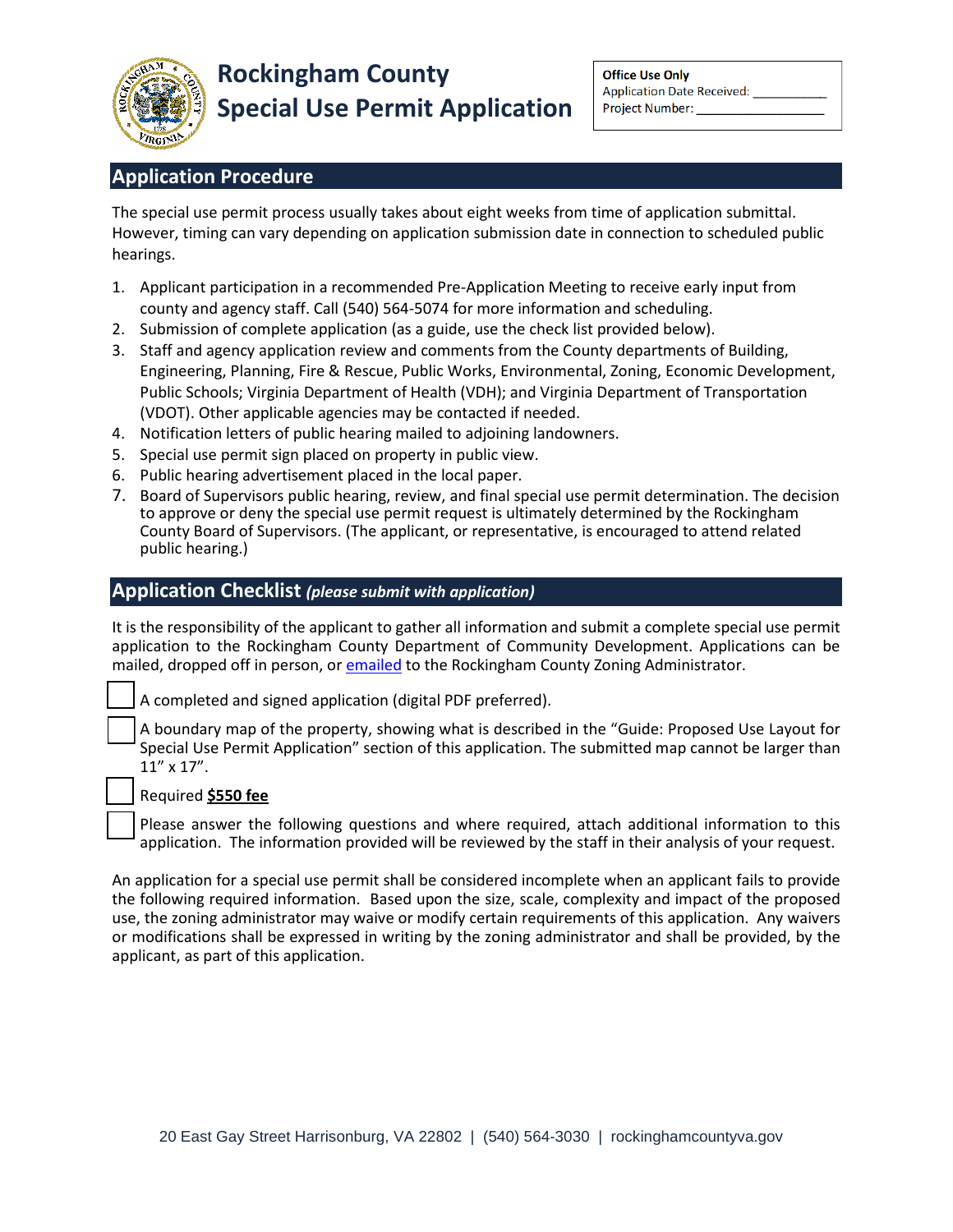# Rockingham County
# Special Use Permit Application

**Office Use Only**
Application Date Received: __________
Project Number: ________________

## Application Procedure

The special use permit process usually takes about eight weeks from time of application submittal. However, timing can vary depending on application submission date in connection to scheduled public hearings.

1. Applicant participation in a recommended Pre-Application Meeting to receive early input from county and agency staff. Call (540) 564-5074 for more information and scheduling.
2. Submission of complete application (as a guide, use the check list provided below).
3. Staff and agency application review and comments from the County departments of Building, Engineering, Planning, Fire & Rescue, Public Works, Environmental, Zoning, Economic Development, Public Schools; Virginia Department of Health (VDH); and Virginia Department of Transportation (VDOT). Other applicable agencies may be contacted if needed.
4. Notification letters of public hearing mailed to adjoining landowners.
5. Special use permit sign placed on property in public view.
6. Public hearing advertisement placed in the local paper.
7. Board of Supervisors public hearing, review, and final special use permit determination. The decision to approve or deny the special use permit request is ultimately determined by the Rockingham County Board of Supervisors. (The applicant, or representative, is encouraged to attend related public hearing.)

## Application Checklist *(please submit with application)*

It is the responsibility of the applicant to gather all information and submit a complete special use permit application to the Rockingham County Department of Community Development. Applications can be mailed, dropped off in person, or emailed to the Rockingham County Zoning Administrator.

- ☐ A completed and signed application (digital PDF preferred).
- ☐ A boundary map of the property, showing what is described in the "Guide: Proposed Use Layout for Special Use Permit Application" section of this application. The submitted map cannot be larger than 11" x 17".
- ☐ Required **$550 fee**
- ☐ Please answer the following questions and where required, attach additional information to this application. The information provided will be reviewed by the staff in their analysis of your request.

An application for a special use permit shall be considered incomplete when an applicant fails to provide the following required information. Based upon the size, scale, complexity and impact of the proposed use, the zoning administrator may waive or modify certain requirements of this application. Any waivers or modifications shall be expressed in writing by the zoning administrator and shall be provided, by the applicant, as part of this application.

20 East Gay Street Harrisonburg, VA 22802 | (540) 564-3030 | rockinghamcountyva.gov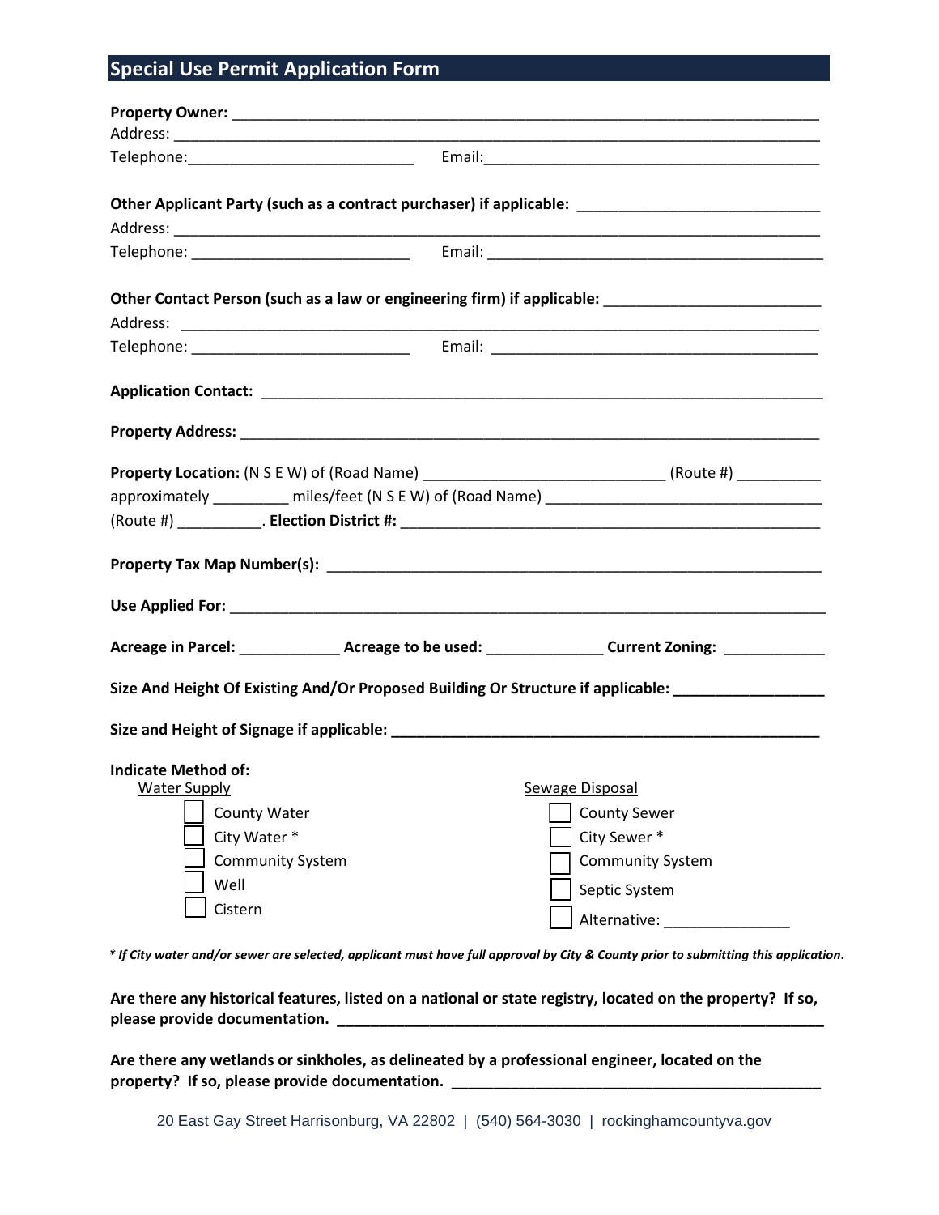## Special Use Permit Application Form

**Property Owner:** ___________________________________________________________________________

Address: ______________________________________________________________________________

Telephone:___________________________ Email:__________________________________________

**Other Applicant Party (such as a contract purchaser) if applicable:** _____________________________

Address: ______________________________________________________________________________

Telephone: __________________________ Email: _________________________________________

**Other Contact Person (such as a law or engineering firm) if applicable:** __________________________

Address: ______________________________________________________________________________

Telephone: __________________________ Email: _________________________________________

**Application Contact:** ____________________________________________________________________

**Property Address:** ______________________________________________________________________

**Property Location:** (N S E W) of (Road Name) ____________________________ (Route #) __________ approximately _________ miles/feet (N S E W) of (Road Name) _________________________________ (Route #) __________. **Election District #:** ____________________________________________________

**Property Tax Map Number(s):** ____________________________________________________________

**Use Applied For:** ________________________________________________________________________

**Acreage in Parcel:** ____________ **Acreage to be used:** ______________ **Current Zoning:** ____________

**Size And Height Of Existing And/Or Proposed Building Or Structure if applicable:** __________________

**Size and Height of Signage if applicable:** ____________________________________________________

**Indicate Method of:**

Water Supply
- ☐ County Water
- ☐ City Water *
- ☐ Community System
- ☐ Well
- ☐ Cistern

Sewage Disposal
- ☐ County Sewer
- ☐ City Sewer *
- ☐ Community System
- ☐ Septic System
- ☐ Alternative: _______________

***If City water and/or sewer are selected, applicant must have full approval by City & County prior to submitting this application.***

**Are there any historical features, listed on a national or state registry, located on the property? If so, please provide documentation.** _____________________________________________________________

**Are there any wetlands or sinkholes, as delineated by a professional engineer, located on the property? If so, please provide documentation.** ______________________________________________

20 East Gay Street Harrisonburg, VA 22802 | (540) 564-3030 | rockinghamcountyva.gov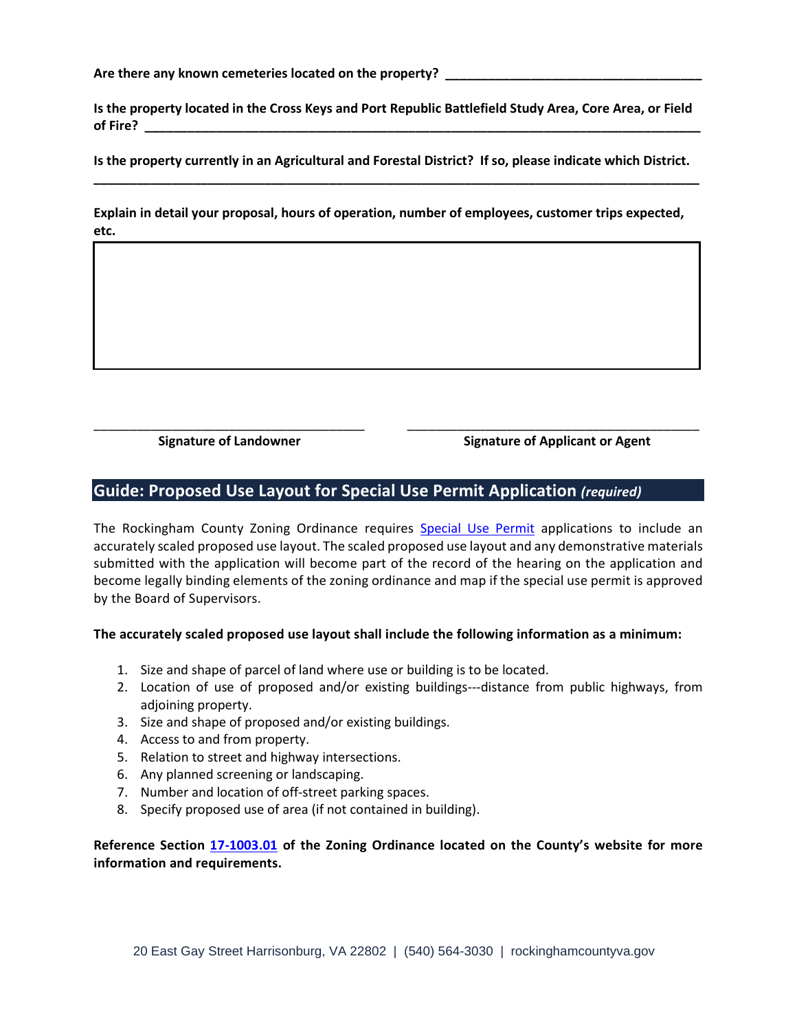**Are there any known cemeteries located on the property?** ___________________________________

**Is the property located in the Cross Keys and Port Republic Battlefield Study Area, Core Area, or Field of Fire?** ___________________________________________________________________________

**Is the property currently in an Agricultural and Forestal District? If so, please indicate which District.**

_______________________________________________________________________________________

**Explain in detail your proposal, hours of operation, number of employees, customer trips expected, etc.**

|  |
| --- |
|  |

_____________________________________ **Signature of Landowner**

_____________________________________ **Signature of Applicant or Agent**

## Guide: Proposed Use Layout for Special Use Permit Application *(required)*

The Rockingham County Zoning Ordinance requires Special Use Permit applications to include an accurately scaled proposed use layout. The scaled proposed use layout and any demonstrative materials submitted with the application will become part of the record of the hearing on the application and become legally binding elements of the zoning ordinance and map if the special use permit is approved by the Board of Supervisors.

**The accurately scaled proposed use layout shall include the following information as a minimum:**

1. Size and shape of parcel of land where use or building is to be located.
2. Location of use of proposed and/or existing buildings---distance from public highways, from adjoining property.
3. Size and shape of proposed and/or existing buildings.
4. Access to and from property.
5. Relation to street and highway intersections.
6. Any planned screening or landscaping.
7. Number and location of off-street parking spaces.
8. Specify proposed use of area (if not contained in building).

**Reference Section 17-1003.01 of the Zoning Ordinance located on the County's website for more information and requirements.**

20 East Gay Street Harrisonburg, VA 22802 | (540) 564-3030 | rockinghamcountyva.gov